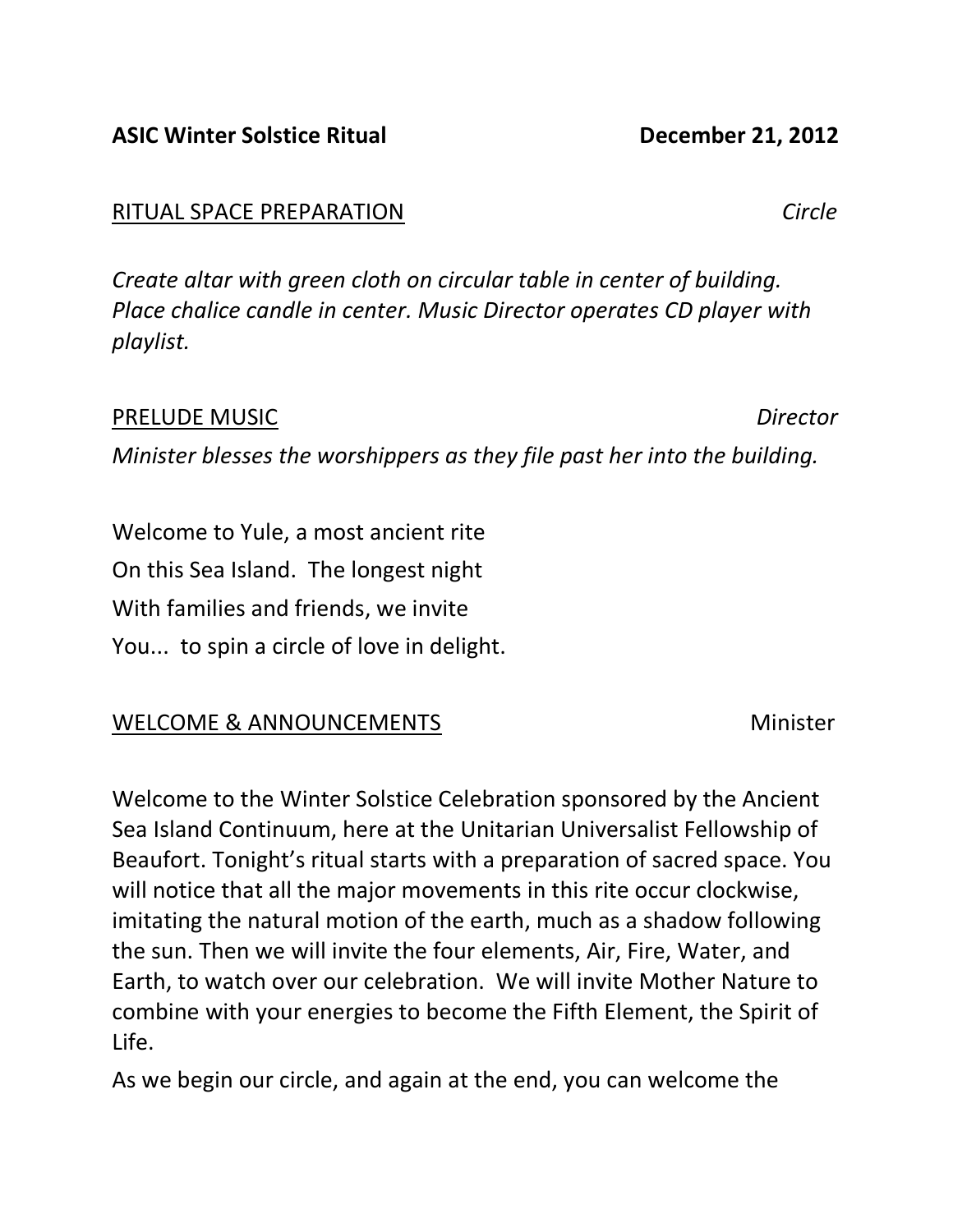**ASIC Winter Solstice Ritual** **December 21, 2012**

RITUAL SPACE PREPARATION *Circle*

*Create altar with green cloth on circular table in center of building. Place chalice candle in center. Music Director operates CD player with playlist.*

PRELUDE MUSIC *Director*

*Minister blesses the worshippers as they file past her into the building.*

Welcome to Yule, a most ancient rite
On this Sea Island. The longest night
With families and friends, we invite
You... to spin a circle of love in delight.

WELCOME & ANNOUNCEMENTS Minister

Welcome to the Winter Solstice Celebration sponsored by the Ancient Sea Island Continuum, here at the Unitarian Universalist Fellowship of Beaufort. Tonight's ritual starts with a preparation of sacred space. You will notice that all the major movements in this rite occur clockwise, imitating the natural motion of the earth, much as a shadow following the sun. Then we will invite the four elements, Air, Fire, Water, and Earth, to watch over our celebration. We will invite Mother Nature to combine with your energies to become the Fifth Element, the Spirit of Life.

As we begin our circle, and again at the end, you can welcome the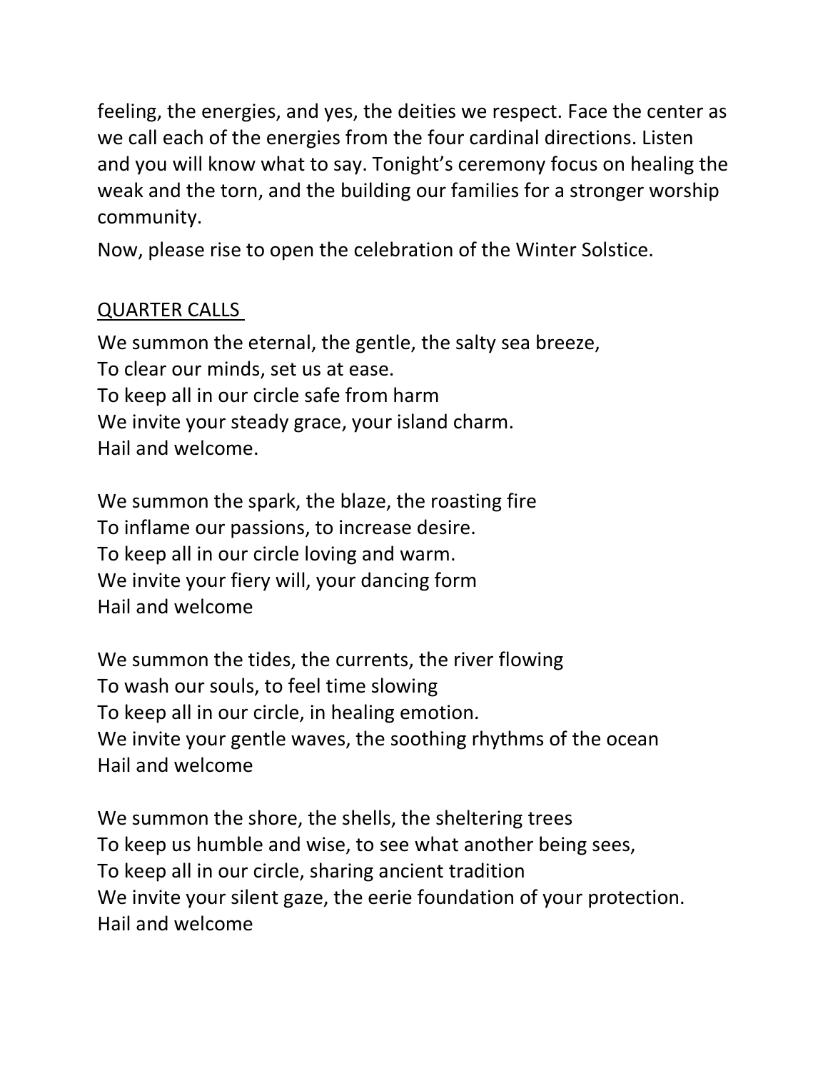feeling, the energies, and yes, the deities we respect. Face the center as we call each of the energies from the four cardinal directions. Listen and you will know what to say. Tonight's ceremony focus on healing the weak and the torn, and the building our families for a stronger worship community.

Now, please rise to open the celebration of the Winter Solstice.

<u>QUARTER CALLS</u>

We summon the eternal, the gentle, the salty sea breeze,  
To clear our minds, set us at ease.  
To keep all in our circle safe from harm  
We invite your steady grace, your island charm.  
Hail and welcome.

We summon the spark, the blaze, the roasting fire  
To inflame our passions, to increase desire.  
To keep all in our circle loving and warm.  
We invite your fiery will, your dancing form  
Hail and welcome

We summon the tides, the currents, the river flowing  
To wash our souls, to feel time slowing  
To keep all in our circle, in healing emotion.  
We invite your gentle waves, the soothing rhythms of the ocean  
Hail and welcome

We summon the shore, the shells, the sheltering trees  
To keep us humble and wise, to see what another being sees,  
To keep all in our circle, sharing ancient tradition  
We invite your silent gaze, the eerie foundation of your protection.  
Hail and welcome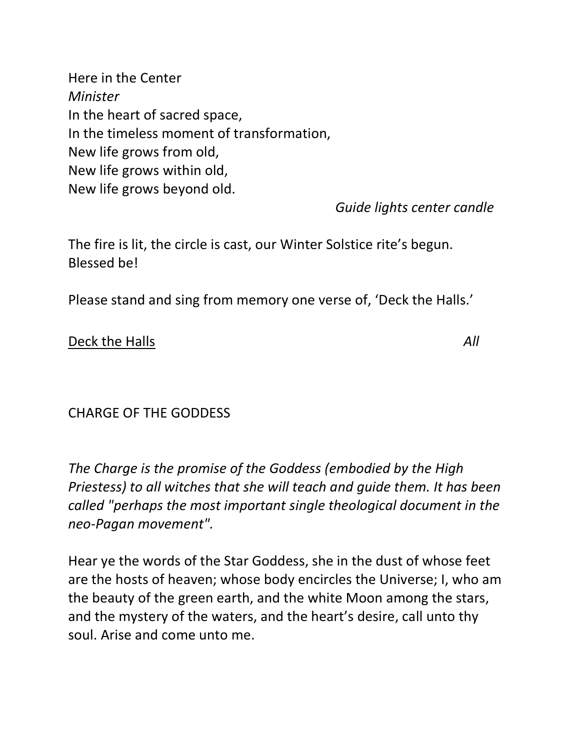Here in the Center
*Minister*
In the heart of sacred space,
In the timeless moment of transformation,
New life grows from old,
New life grows within old,
New life grows beyond old.

*Guide lights center candle*

The fire is lit, the circle is cast, our Winter Solstice rite's begun.
Blessed be!

Please stand and sing from memory one verse of, 'Deck the Halls.'

<u>Deck the Halls</u> *All*

CHARGE OF THE GODDESS

*The Charge is the promise of the Goddess (embodied by the High Priestess) to all witches that she will teach and guide them. It has been called "perhaps the most important single theological document in the neo-Pagan movement".*

Hear ye the words of the Star Goddess, she in the dust of whose feet are the hosts of heaven; whose body encircles the Universe; I, who am the beauty of the green earth, and the white Moon among the stars, and the mystery of the waters, and the heart's desire, call unto thy soul. Arise and come unto me.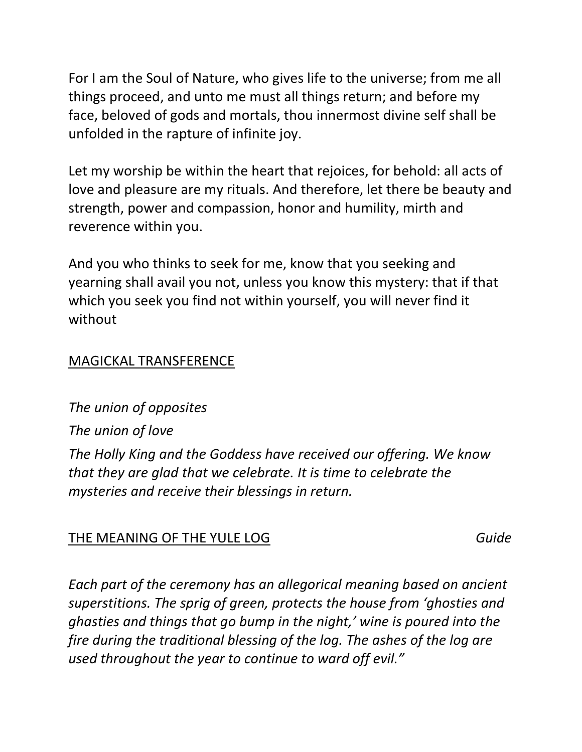For I am the Soul of Nature, who gives life to the universe; from me all things proceed, and unto me must all things return; and before my face, beloved of gods and mortals, thou innermost divine self shall be unfolded in the rapture of infinite joy.

Let my worship be within the heart that rejoices, for behold: all acts of love and pleasure are my rituals. And therefore, let there be beauty and strength, power and compassion, honor and humility, mirth and reverence within you.

And you who thinks to seek for me, know that you seeking and yearning shall avail you not, unless you know this mystery: that if that which you seek you find not within yourself, you will never find it without

<u>MAGICKAL TRANSFERENCE</u>

*The union of opposites*

*The union of love*

*The Holly King and the Goddess have received our offering. We know that they are glad that we celebrate. It is time to celebrate the mysteries and receive their blessings in return.*

<u>THE MEANING OF THE YULE LOG</u> *Guide*

*Each part of the ceremony has an allegorical meaning based on ancient superstitions. The sprig of green, protects the house from 'ghosties and ghasties and things that go bump in the night,' wine is poured into the fire during the traditional blessing of the log. The ashes of the log are used throughout the year to continue to ward off evil."*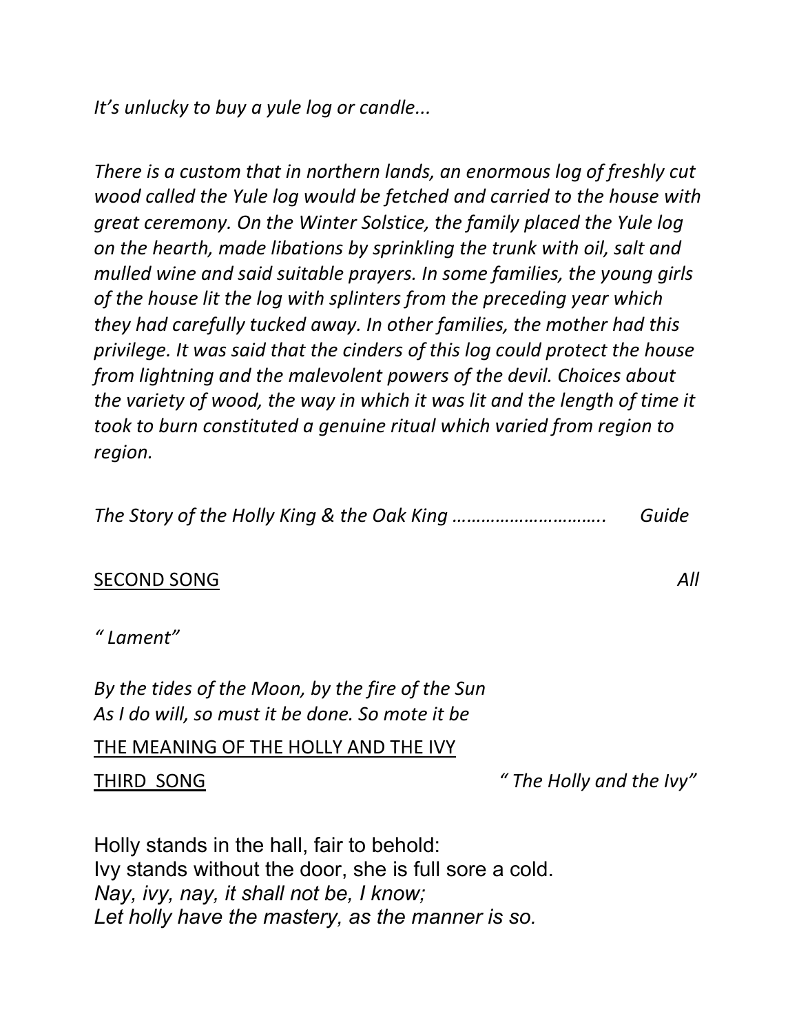*It's unlucky to buy a yule log or candle...*

*There is a custom that in northern lands, an enormous log of freshly cut wood called the Yule log would be fetched and carried to the house with great ceremony. On the Winter Solstice, the family placed the Yule log on the hearth, made libations by sprinkling the trunk with oil, salt and mulled wine and said suitable prayers. In some families, the young girls of the house lit the log with splinters from the preceding year which they had carefully tucked away. In other families, the mother had this privilege. It was said that the cinders of this log could protect the house from lightning and the malevolent powers of the devil. Choices about the variety of wood, the way in which it was lit and the length of time it took to burn constituted a genuine ritual which varied from region to region.*

*The Story of the Holly King & the Oak King ………………………….. Guide*

<u>SECOND SONG</u> *All*

*" Lament"*

*By the tides of the Moon, by the fire of the Sun*
*As I do will, so must it be done. So mote it be*

<u>THE MEANING OF THE HOLLY AND THE IVY</u>

<u>THIRD SONG</u> *" The Holly and the Ivy"*

Holly stands in the hall, fair to behold:
Ivy stands without the door, she is full sore a cold.
*Nay, ivy, nay, it shall not be, I know;*
*Let holly have the mastery, as the manner is so.*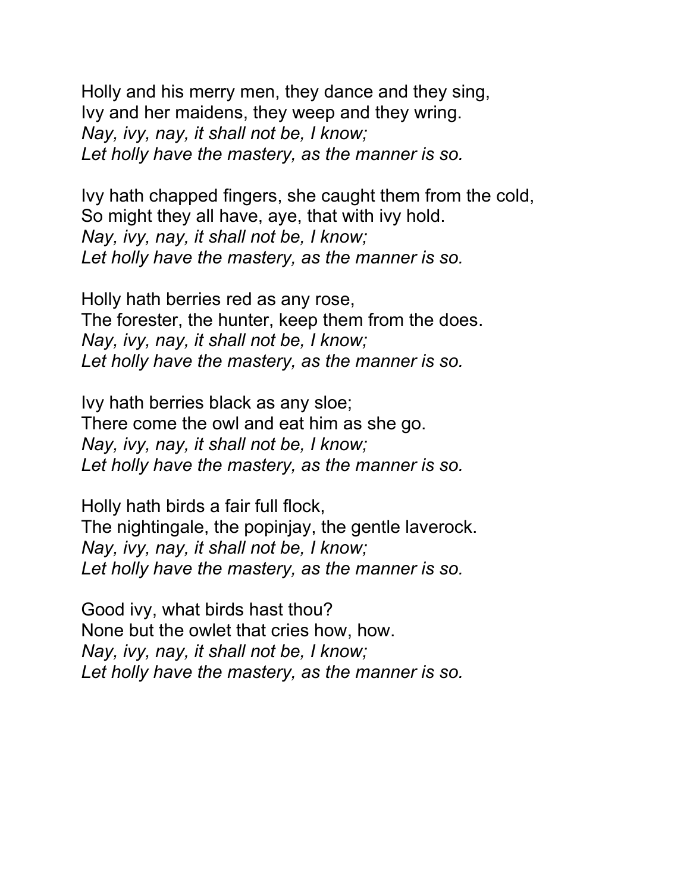Holly and his merry men, they dance and they sing,  
Ivy and her maidens, they weep and they wring.  
*Nay, ivy, nay, it shall not be, I know;*  
*Let holly have the mastery, as the manner is so.*

Ivy hath chapped fingers, she caught them from the cold,  
So might they all have, aye, that with ivy hold.  
*Nay, ivy, nay, it shall not be, I know;*  
*Let holly have the mastery, as the manner is so.*

Holly hath berries red as any rose,  
The forester, the hunter, keep them from the does.  
*Nay, ivy, nay, it shall not be, I know;*  
*Let holly have the mastery, as the manner is so.*

Ivy hath berries black as any sloe;  
There come the owl and eat him as she go.  
*Nay, ivy, nay, it shall not be, I know;*  
*Let holly have the mastery, as the manner is so.*

Holly hath birds a fair full flock,  
The nightingale, the popinjay, the gentle laverock.  
*Nay, ivy, nay, it shall not be, I know;*  
*Let holly have the mastery, as the manner is so.*

Good ivy, what birds hast thou?  
None but the owlet that cries how, how.  
*Nay, ivy, nay, it shall not be, I know;*  
*Let holly have the mastery, as the manner is so.*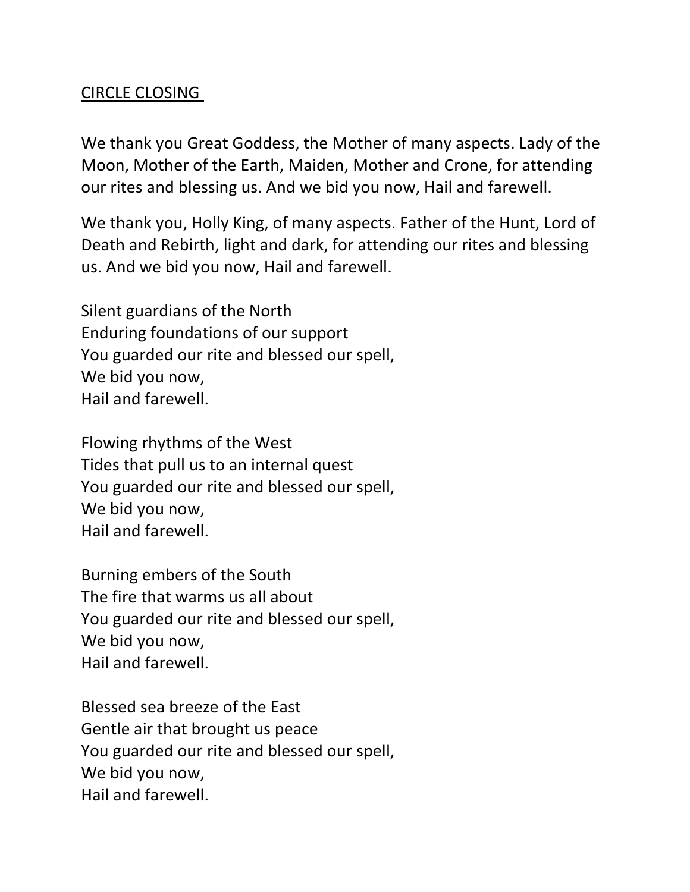## CIRCLE CLOSING

We thank you Great Goddess, the Mother of many aspects. Lady of the Moon, Mother of the Earth, Maiden, Mother and Crone, for attending our rites and blessing us. And we bid you now, Hail and farewell.

We thank you, Holly King, of many aspects. Father of the Hunt, Lord of Death and Rebirth, light and dark, for attending our rites and blessing us. And we bid you now, Hail and farewell.

Silent guardians of the North  
Enduring foundations of our support  
You guarded our rite and blessed our spell,  
We bid you now,  
Hail and farewell.

Flowing rhythms of the West  
Tides that pull us to an internal quest  
You guarded our rite and blessed our spell,  
We bid you now,  
Hail and farewell.

Burning embers of the South  
The fire that warms us all about  
You guarded our rite and blessed our spell,  
We bid you now,  
Hail and farewell.

Blessed sea breeze of the East  
Gentle air that brought us peace  
You guarded our rite and blessed our spell,  
We bid you now,  
Hail and farewell.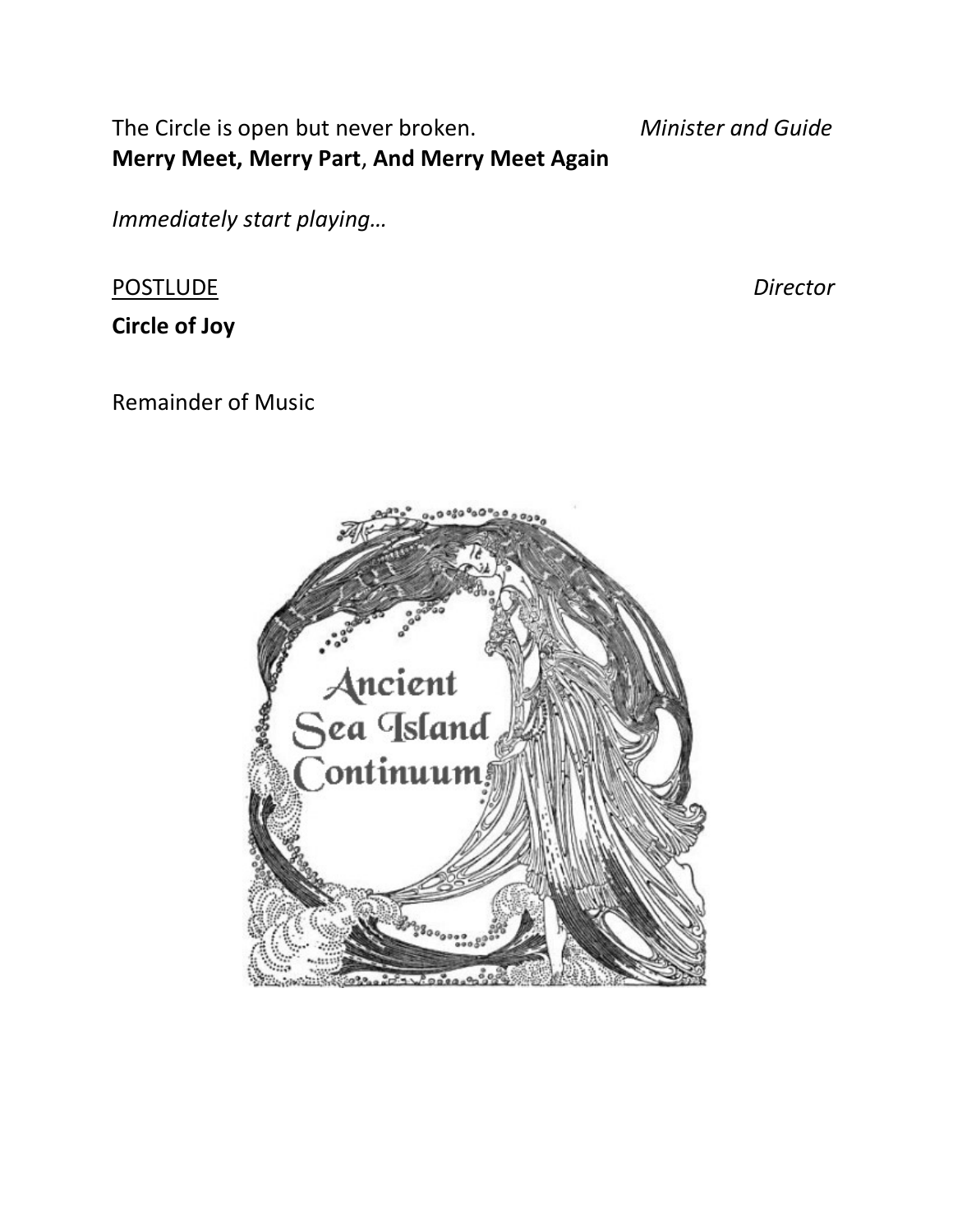The Circle is open but never broken. *Minister and Guide*
**Merry Meet, Merry Part, And Merry Meet Again**

*Immediately start playing…*

POSTLUDE *Director*

**Circle of Joy**

Remainder of Music

Ancient Sea Island Continuum